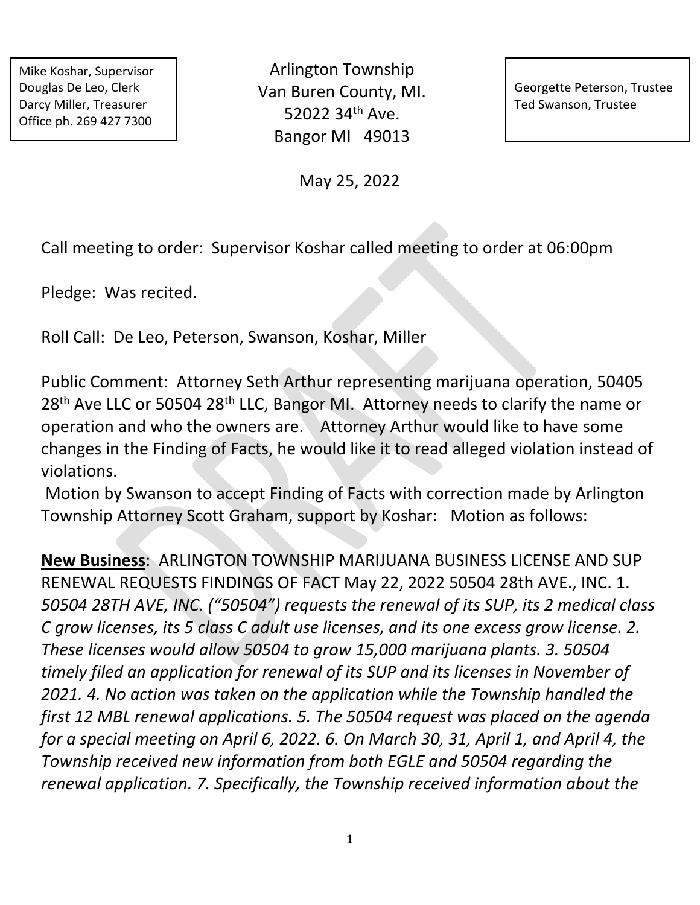Mike Koshar, Supervisor
Douglas De Leo, Clerk
Darcy Miller, Treasurer
Office ph. 269 427 7300

Arlington Township
Van Buren County, MI.
52022 34th Ave.
Bangor MI 49013

Georgette Peterson, Trustee
Ted Swanson, Trustee

May 25, 2022

Call meeting to order: Supervisor Koshar called meeting to order at 06:00pm

Pledge: Was recited.

Roll Call: De Leo, Peterson, Swanson, Koshar, Miller

Public Comment: Attorney Seth Arthur representing marijuana operation, 50405 28th Ave LLC or 50504 28th LLC, Bangor MI. Attorney needs to clarify the name or operation and who the owners are. Attorney Arthur would like to have some changes in the Finding of Facts, he would like it to read alleged violation instead of violations.

Motion by Swanson to accept Finding of Facts with correction made by Arlington Township Attorney Scott Graham, support by Koshar: Motion as follows:

**New Business**: ARLINGTON TOWNSHIP MARIJUANA BUSINESS LICENSE AND SUP RENEWAL REQUESTS FINDINGS OF FACT May 22, 2022 50504 28th AVE., INC. 1. *50504 28TH AVE, INC. ("50504") requests the renewal of its SUP, its 2 medical class C grow licenses, its 5 class C adult use licenses, and its one excess grow license. 2. These licenses would allow 50504 to grow 15,000 marijuana plants. 3. 50504 timely filed an application for renewal of its SUP and its licenses in November of 2021. 4. No action was taken on the application while the Township handled the first 12 MBL renewal applications. 5. The 50504 request was placed on the agenda for a special meeting on April 6, 2022. 6. On March 30, 31, April 1, and April 4, the Township received new information from both EGLE and 50504 regarding the renewal application. 7. Specifically, the Township received information about the*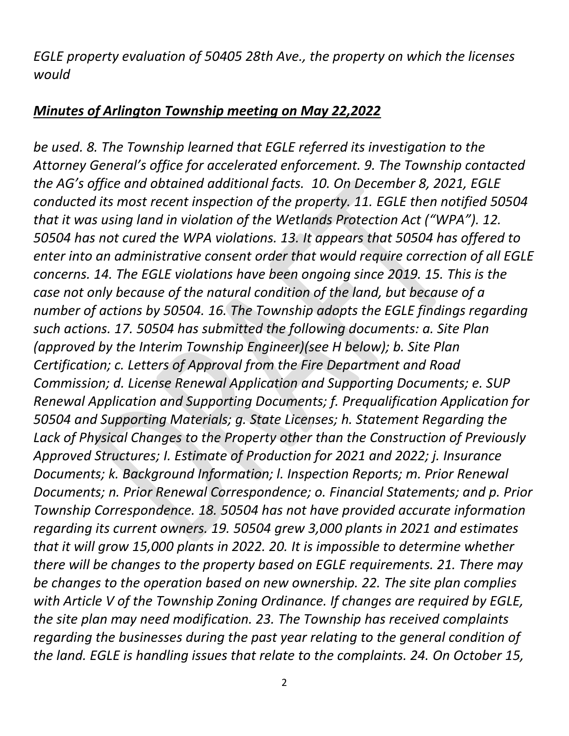*EGLE property evaluation of 50405 28th Ave., the property on which the licenses would*

## ***Minutes of Arlington Township meeting on May 22,2022***

*be used. 8. The Township learned that EGLE referred its investigation to the Attorney General's office for accelerated enforcement. 9. The Township contacted the AG's office and obtained additional facts. 10. On December 8, 2021, EGLE conducted its most recent inspection of the property. 11. EGLE then notified 50504 that it was using land in violation of the Wetlands Protection Act ("WPA"). 12. 50504 has not cured the WPA violations. 13. It appears that 50504 has offered to enter into an administrative consent order that would require correction of all EGLE concerns. 14. The EGLE violations have been ongoing since 2019. 15. This is the case not only because of the natural condition of the land, but because of a number of actions by 50504. 16. The Township adopts the EGLE findings regarding such actions. 17. 50504 has submitted the following documents: a. Site Plan (approved by the Interim Township Engineer)(see H below); b. Site Plan Certification; c. Letters of Approval from the Fire Department and Road Commission; d. License Renewal Application and Supporting Documents; e. SUP Renewal Application and Supporting Documents; f. Prequalification Application for 50504 and Supporting Materials; g. State Licenses; h. Statement Regarding the Lack of Physical Changes to the Property other than the Construction of Previously Approved Structures; I. Estimate of Production for 2021 and 2022; j. Insurance Documents; k. Background Information; l. Inspection Reports; m. Prior Renewal Documents; n. Prior Renewal Correspondence; o. Financial Statements; and p. Prior Township Correspondence. 18. 50504 has not have provided accurate information regarding its current owners. 19. 50504 grew 3,000 plants in 2021 and estimates that it will grow 15,000 plants in 2022. 20. It is impossible to determine whether there will be changes to the property based on EGLE requirements. 21. There may be changes to the operation based on new ownership. 22. The site plan complies with Article V of the Township Zoning Ordinance. If changes are required by EGLE, the site plan may need modification. 23. The Township has received complaints regarding the businesses during the past year relating to the general condition of the land. EGLE is handling issues that relate to the complaints. 24. On October 15,*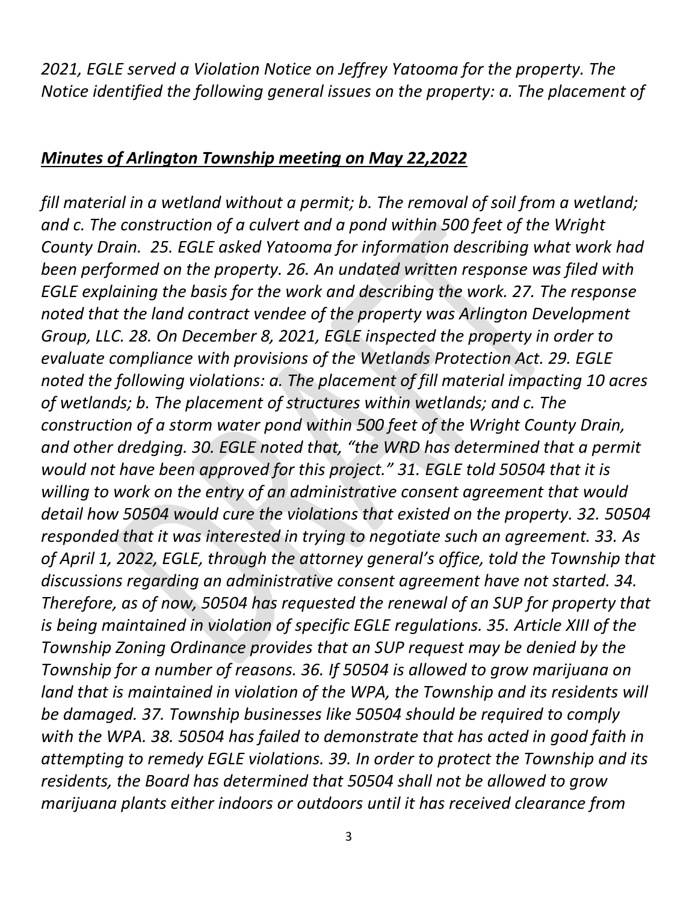*2021, EGLE served a Violation Notice on Jeffrey Yatooma for the property. The Notice identified the following general issues on the property: a. The placement of*

## ***Minutes of Arlington Township meeting on May 22,2022***

*fill material in a wetland without a permit; b. The removal of soil from a wetland; and c. The construction of a culvert and a pond within 500 feet of the Wright County Drain. 25. EGLE asked Yatooma for information describing what work had been performed on the property. 26. An undated written response was filed with EGLE explaining the basis for the work and describing the work. 27. The response noted that the land contract vendee of the property was Arlington Development Group, LLC. 28. On December 8, 2021, EGLE inspected the property in order to evaluate compliance with provisions of the Wetlands Protection Act. 29. EGLE noted the following violations: a. The placement of fill material impacting 10 acres of wetlands; b. The placement of structures within wetlands; and c. The construction of a storm water pond within 500 feet of the Wright County Drain, and other dredging. 30. EGLE noted that, "the WRD has determined that a permit would not have been approved for this project." 31. EGLE told 50504 that it is willing to work on the entry of an administrative consent agreement that would detail how 50504 would cure the violations that existed on the property. 32. 50504 responded that it was interested in trying to negotiate such an agreement. 33. As of April 1, 2022, EGLE, through the attorney general's office, told the Township that discussions regarding an administrative consent agreement have not started. 34. Therefore, as of now, 50504 has requested the renewal of an SUP for property that is being maintained in violation of specific EGLE regulations. 35. Article XIII of the Township Zoning Ordinance provides that an SUP request may be denied by the Township for a number of reasons. 36. If 50504 is allowed to grow marijuana on land that is maintained in violation of the WPA, the Township and its residents will be damaged. 37. Township businesses like 50504 should be required to comply with the WPA. 38. 50504 has failed to demonstrate that has acted in good faith in attempting to remedy EGLE violations. 39. In order to protect the Township and its residents, the Board has determined that 50504 shall not be allowed to grow marijuana plants either indoors or outdoors until it has received clearance from*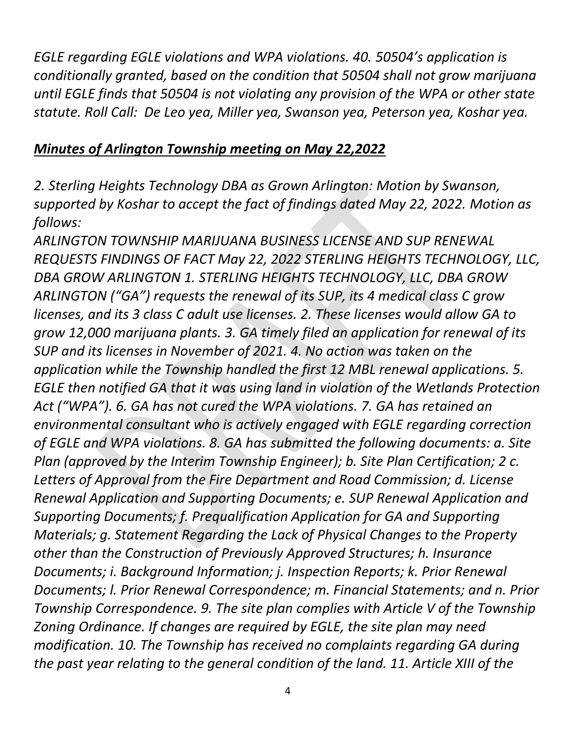*EGLE regarding EGLE violations and WPA violations. 40. 50504's application is conditionally granted, based on the condition that 50504 shall not grow marijuana until EGLE finds that 50504 is not violating any provision of the WPA or other state statute. Roll Call: De Leo yea, Miller yea, Swanson yea, Peterson yea, Koshar yea.*

## ***Minutes of Arlington Township meeting on May 22,2022***

*2. Sterling Heights Technology DBA as Grown Arlington: Motion by Swanson, supported by Koshar to accept the fact of findings dated May 22, 2022. Motion as follows:*

*ARLINGTON TOWNSHIP MARIJUANA BUSINESS LICENSE AND SUP RENEWAL REQUESTS FINDINGS OF FACT May 22, 2022 STERLING HEIGHTS TECHNOLOGY, LLC, DBA GROW ARLINGTON 1. STERLING HEIGHTS TECHNOLOGY, LLC, DBA GROW ARLINGTON ("GA") requests the renewal of its SUP, its 4 medical class C grow licenses, and its 3 class C adult use licenses. 2. These licenses would allow GA to grow 12,000 marijuana plants. 3. GA timely filed an application for renewal of its SUP and its licenses in November of 2021. 4. No action was taken on the application while the Township handled the first 12 MBL renewal applications. 5. EGLE then notified GA that it was using land in violation of the Wetlands Protection Act ("WPA"). 6. GA has not cured the WPA violations. 7. GA has retained an environmental consultant who is actively engaged with EGLE regarding correction of EGLE and WPA violations. 8. GA has submitted the following documents: a. Site Plan (approved by the Interim Township Engineer); b. Site Plan Certification; 2 c. Letters of Approval from the Fire Department and Road Commission; d. License Renewal Application and Supporting Documents; e. SUP Renewal Application and Supporting Documents; f. Prequalification Application for GA and Supporting Materials; g. Statement Regarding the Lack of Physical Changes to the Property other than the Construction of Previously Approved Structures; h. Insurance Documents; i. Background Information; j. Inspection Reports; k. Prior Renewal Documents; l. Prior Renewal Correspondence; m. Financial Statements; and n. Prior Township Correspondence. 9. The site plan complies with Article V of the Township Zoning Ordinance. If changes are required by EGLE, the site plan may need modification. 10. The Township has received no complaints regarding GA during the past year relating to the general condition of the land. 11. Article XIII of the*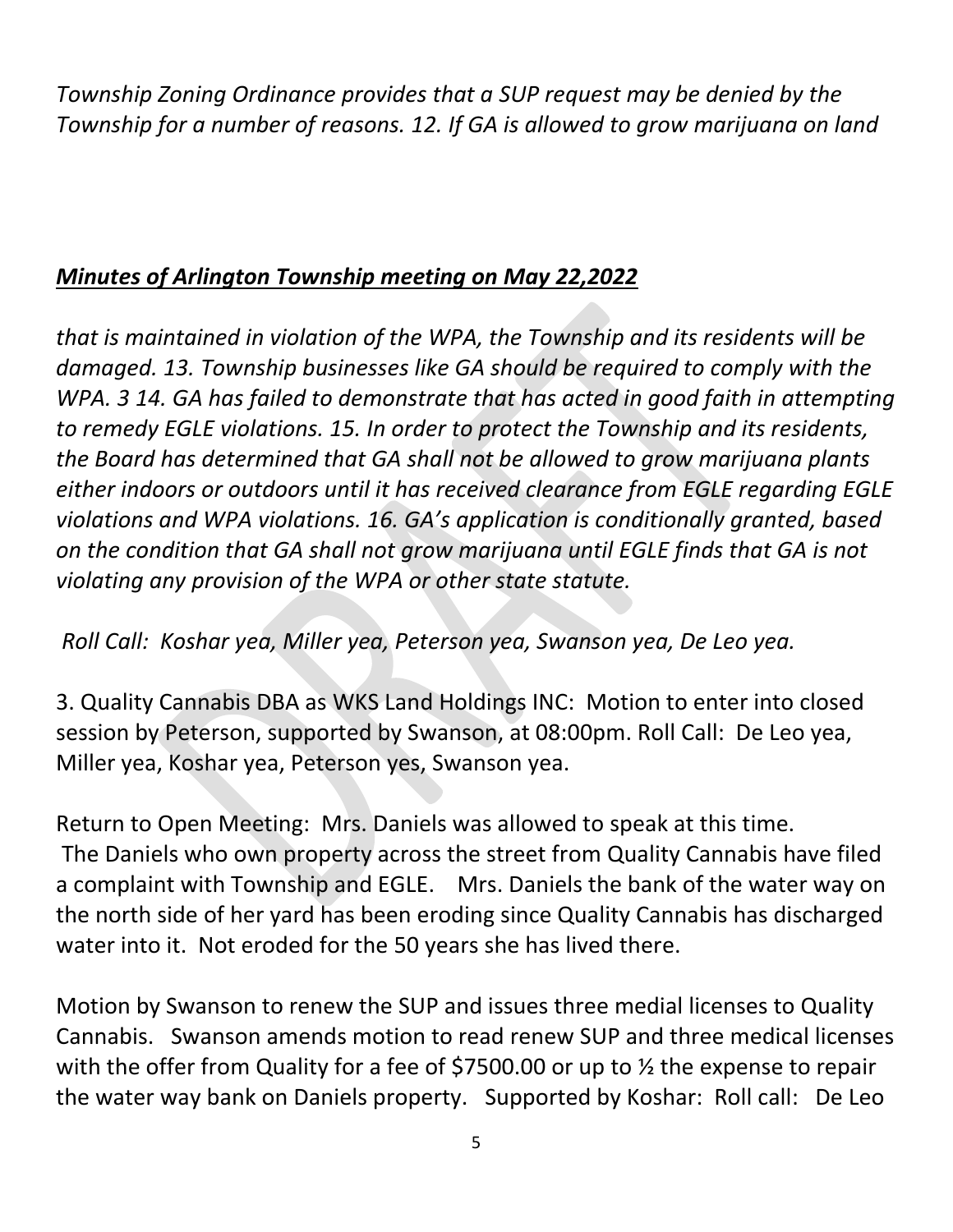*Township Zoning Ordinance provides that a SUP request may be denied by the Township for a number of reasons. 12. If GA is allowed to grow marijuana on land*

## ***Minutes of Arlington Township meeting on May 22,2022***

*that is maintained in violation of the WPA, the Township and its residents will be damaged. 13. Township businesses like GA should be required to comply with the WPA. 3 14. GA has failed to demonstrate that has acted in good faith in attempting to remedy EGLE violations. 15. In order to protect the Township and its residents, the Board has determined that GA shall not be allowed to grow marijuana plants either indoors or outdoors until it has received clearance from EGLE regarding EGLE violations and WPA violations. 16. GA's application is conditionally granted, based on the condition that GA shall not grow marijuana until EGLE finds that GA is not violating any provision of the WPA or other state statute.*

*Roll Call: Koshar yea, Miller yea, Peterson yea, Swanson yea, De Leo yea.*

3. Quality Cannabis DBA as WKS Land Holdings INC: Motion to enter into closed session by Peterson, supported by Swanson, at 08:00pm. Roll Call: De Leo yea, Miller yea, Koshar yea, Peterson yes, Swanson yea.

Return to Open Meeting: Mrs. Daniels was allowed to speak at this time. The Daniels who own property across the street from Quality Cannabis have filed a complaint with Township and EGLE. Mrs. Daniels the bank of the water way on the north side of her yard has been eroding since Quality Cannabis has discharged water into it. Not eroded for the 50 years she has lived there.

Motion by Swanson to renew the SUP and issues three medial licenses to Quality Cannabis. Swanson amends motion to read renew SUP and three medical licenses with the offer from Quality for a fee of $7500.00 or up to ½ the expense to repair the water way bank on Daniels property. Supported by Koshar: Roll call: De Leo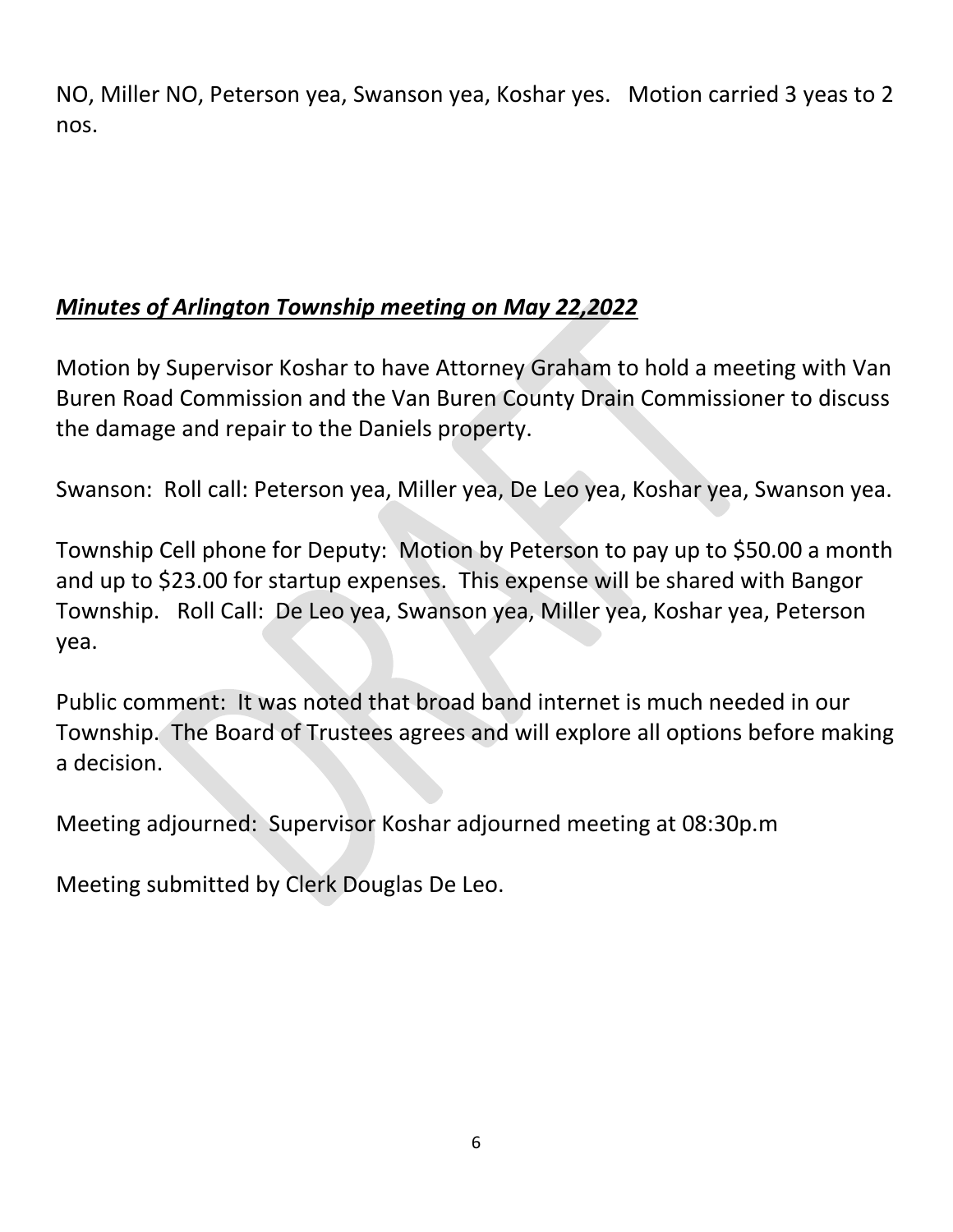NO, Miller NO, Peterson yea, Swanson yea, Koshar yes.   Motion carried 3 yeas to 2 nos.

***<u>Minutes of Arlington Township meeting on May 22,2022</u>***

Motion by Supervisor Koshar to have Attorney Graham to hold a meeting with Van Buren Road Commission and the Van Buren County Drain Commissioner to discuss the damage and repair to the Daniels property.

Swanson:  Roll call: Peterson yea, Miller yea, De Leo yea, Koshar yea, Swanson yea.

Township Cell phone for Deputy:  Motion by Peterson to pay up to $50.00 a month and up to $23.00 for startup expenses.  This expense will be shared with Bangor Township.   Roll Call:  De Leo yea, Swanson yea, Miller yea, Koshar yea, Peterson yea.

Public comment:  It was noted that broad band internet is much needed in our Township.  The Board of Trustees agrees and will explore all options before making a decision.

Meeting adjourned:  Supervisor Koshar adjourned meeting at 08:30p.m

Meeting submitted by Clerk Douglas De Leo.